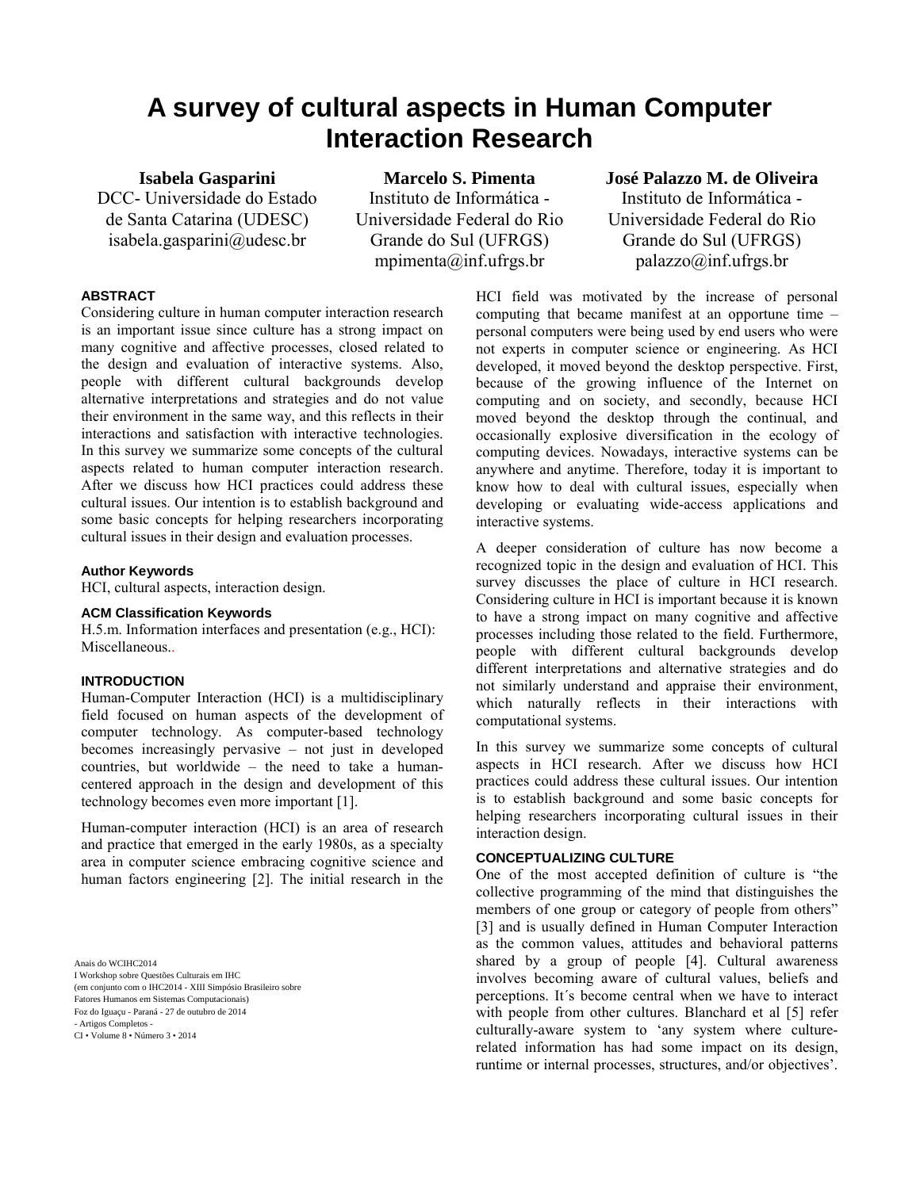# A survey of cultural aspects in Human Computer Interaction Research

**Isabela Gasparini**
DCC- Universidade do Estado de Santa Catarina (UDESC)
isabela.gasparini@udesc.br

**Marcelo S. Pimenta**
Instituto de Informática - Universidade Federal do Rio Grande do Sul (UFRGS)
mpimenta@inf.ufrgs.br

**José Palazzo M. de Oliveira**
Instituto de Informática - Universidade Federal do Rio Grande do Sul (UFRGS)
palazzo@inf.ufrgs.br

## ABSTRACT

Considering culture in human computer interaction research is an important issue since culture has a strong impact on many cognitive and affective processes, closed related to the design and evaluation of interactive systems. Also, people with different cultural backgrounds develop alternative interpretations and strategies and do not value their environment in the same way, and this reflects in their interactions and satisfaction with interactive technologies. In this survey we summarize some concepts of the cultural aspects related to human computer interaction research. After we discuss how HCI practices could address these cultural issues. Our intention is to establish background and some basic concepts for helping researchers incorporating cultural issues in their design and evaluation processes.

### Author Keywords

HCI, cultural aspects, interaction design.

### ACM Classification Keywords

H.5.m. Information interfaces and presentation (e.g., HCI): Miscellaneous..

## INTRODUCTION

Human-Computer Interaction (HCI) is a multidisciplinary field focused on human aspects of the development of computer technology. As computer-based technology becomes increasingly pervasive – not just in developed countries, but worldwide – the need to take a human-centered approach in the design and development of this technology becomes even more important [1].

Human-computer interaction (HCI) is an area of research and practice that emerged in the early 1980s, as a specialty area in computer science embracing cognitive science and human factors engineering [2]. The initial research in the HCI field was motivated by the increase of personal computing that became manifest at an opportune time – personal computers were being used by end users who were not experts in computer science or engineering. As HCI developed, it moved beyond the desktop perspective. First, because of the growing influence of the Internet on computing and on society, and secondly, because HCI moved beyond the desktop through the continual, and occasionally explosive diversification in the ecology of computing devices. Nowadays, interactive systems can be anywhere and anytime. Therefore, today it is important to know how to deal with cultural issues, especially when developing or evaluating wide-access applications and interactive systems.

A deeper consideration of culture has now become a recognized topic in the design and evaluation of HCI. This survey discusses the place of culture in HCI research. Considering culture in HCI is important because it is known to have a strong impact on many cognitive and affective processes including those related to the field. Furthermore, people with different cultural backgrounds develop different interpretations and alternative strategies and do not similarly understand and appraise their environment, which naturally reflects in their interactions with computational systems.

In this survey we summarize some concepts of cultural aspects in HCI research. After we discuss how HCI practices could address these cultural issues. Our intention is to establish background and some basic concepts for helping researchers incorporating cultural issues in their interaction design.

## CONCEPTUALIZING CULTURE

One of the most accepted definition of culture is "the collective programming of the mind that distinguishes the members of one group or category of people from others" [3] and is usually defined in Human Computer Interaction as the common values, attitudes and behavioral patterns shared by a group of people [4]. Cultural awareness involves becoming aware of cultural values, beliefs and perceptions. It´s become central when we have to interact with people from other cultures. Blanchard et al [5] refer culturally-aware system to 'any system where culture-related information has had some impact on its design, runtime or internal processes, structures, and/or objectives'.

Anais do WCIHC2014
I Workshop sobre Questões Culturais em IHC
(em conjunto com o IHC2014 - XIII Simpósio Brasileiro sobre Fatores Humanos em Sistemas Computacionais)
Foz do Iguaçu - Paraná - 27 de outubro de 2014
- Artigos Completos -
CI • Volume 8 • Número 3 • 2014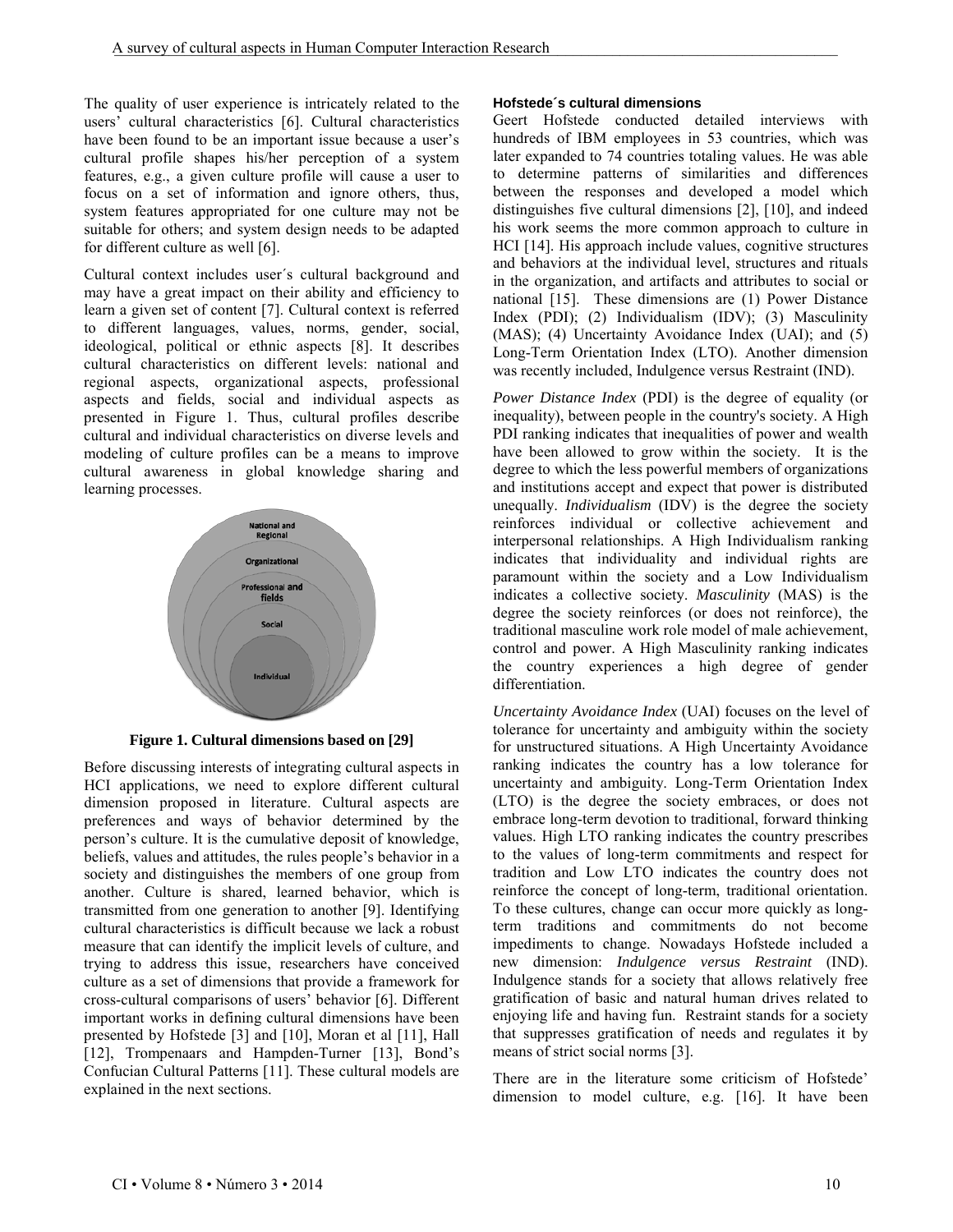The quality of user experience is intricately related to the users' cultural characteristics [6]. Cultural characteristics have been found to be an important issue because a user's cultural profile shapes his/her perception of a system features, e.g., a given culture profile will cause a user to focus on a set of information and ignore others, thus, system features appropriated for one culture may not be suitable for others; and system design needs to be adapted for different culture as well [6].

Cultural context includes user´s cultural background and may have a great impact on their ability and efficiency to learn a given set of content [7]. Cultural context is referred to different languages, values, norms, gender, social, ideological, political or ethnic aspects [8]. It describes cultural characteristics on different levels: national and regional aspects, organizational aspects, professional aspects and fields, social and individual aspects as presented in Figure 1. Thus, cultural profiles describe cultural and individual characteristics on diverse levels and modeling of culture profiles can be a means to improve cultural awareness in global knowledge sharing and learning processes.

**Figure 1. Cultural dimensions based on [29]**

Before discussing interests of integrating cultural aspects in HCI applications, we need to explore different cultural dimension proposed in literature. Cultural aspects are preferences and ways of behavior determined by the person's culture. It is the cumulative deposit of knowledge, beliefs, values and attitudes, the rules people's behavior in a society and distinguishes the members of one group from another. Culture is shared, learned behavior, which is transmitted from one generation to another [9]. Identifying cultural characteristics is difficult because we lack a robust measure that can identify the implicit levels of culture, and trying to address this issue, researchers have conceived culture as a set of dimensions that provide a framework for cross-cultural comparisons of users' behavior [6]. Different important works in defining cultural dimensions have been presented by Hofstede [3] and [10], Moran et al [11], Hall [12], Trompenaars and Hampden-Turner [13], Bond's Confucian Cultural Patterns [11]. These cultural models are explained in the next sections.

#### Hofstede´s cultural dimensions

Geert Hofstede conducted detailed interviews with hundreds of IBM employees in 53 countries, which was later expanded to 74 countries totaling values. He was able to determine patterns of similarities and differences between the responses and developed a model which distinguishes five cultural dimensions [2], [10], and indeed his work seems the more common approach to culture in HCI [14]. His approach include values, cognitive structures and behaviors at the individual level, structures and rituals in the organization, and artifacts and attributes to social or national [15]. These dimensions are (1) Power Distance Index (PDI); (2) Individualism (IDV); (3) Masculinity (MAS); (4) Uncertainty Avoidance Index (UAI); and (5) Long-Term Orientation Index (LTO). Another dimension was recently included, Indulgence versus Restraint (IND).

*Power Distance Index* (PDI) is the degree of equality (or inequality), between people in the country's society. A High PDI ranking indicates that inequalities of power and wealth have been allowed to grow within the society. It is the degree to which the less powerful members of organizations and institutions accept and expect that power is distributed unequally. *Individualism* (IDV) is the degree the society reinforces individual or collective achievement and interpersonal relationships. A High Individualism ranking indicates that individuality and individual rights are paramount within the society and a Low Individualism indicates a collective society. *Masculinity* (MAS) is the degree the society reinforces (or does not reinforce), the traditional masculine work role model of male achievement, control and power. A High Masculinity ranking indicates the country experiences a high degree of gender differentiation.

*Uncertainty Avoidance Index* (UAI) focuses on the level of tolerance for uncertainty and ambiguity within the society for unstructured situations. A High Uncertainty Avoidance ranking indicates the country has a low tolerance for uncertainty and ambiguity. Long-Term Orientation Index (LTO) is the degree the society embraces, or does not embrace long-term devotion to traditional, forward thinking values. High LTO ranking indicates the country prescribes to the values of long-term commitments and respect for tradition and Low LTO indicates the country does not reinforce the concept of long-term, traditional orientation. To these cultures, change can occur more quickly as long-term traditions and commitments do not become impediments to change. Nowadays Hofstede included a new dimension: *Indulgence versus Restraint* (IND). Indulgence stands for a society that allows relatively free gratification of basic and natural human drives related to enjoying life and having fun. Restraint stands for a society that suppresses gratification of needs and regulates it by means of strict social norms [3].

There are in the literature some criticism of Hofstede' dimension to model culture, e.g. [16]. It have been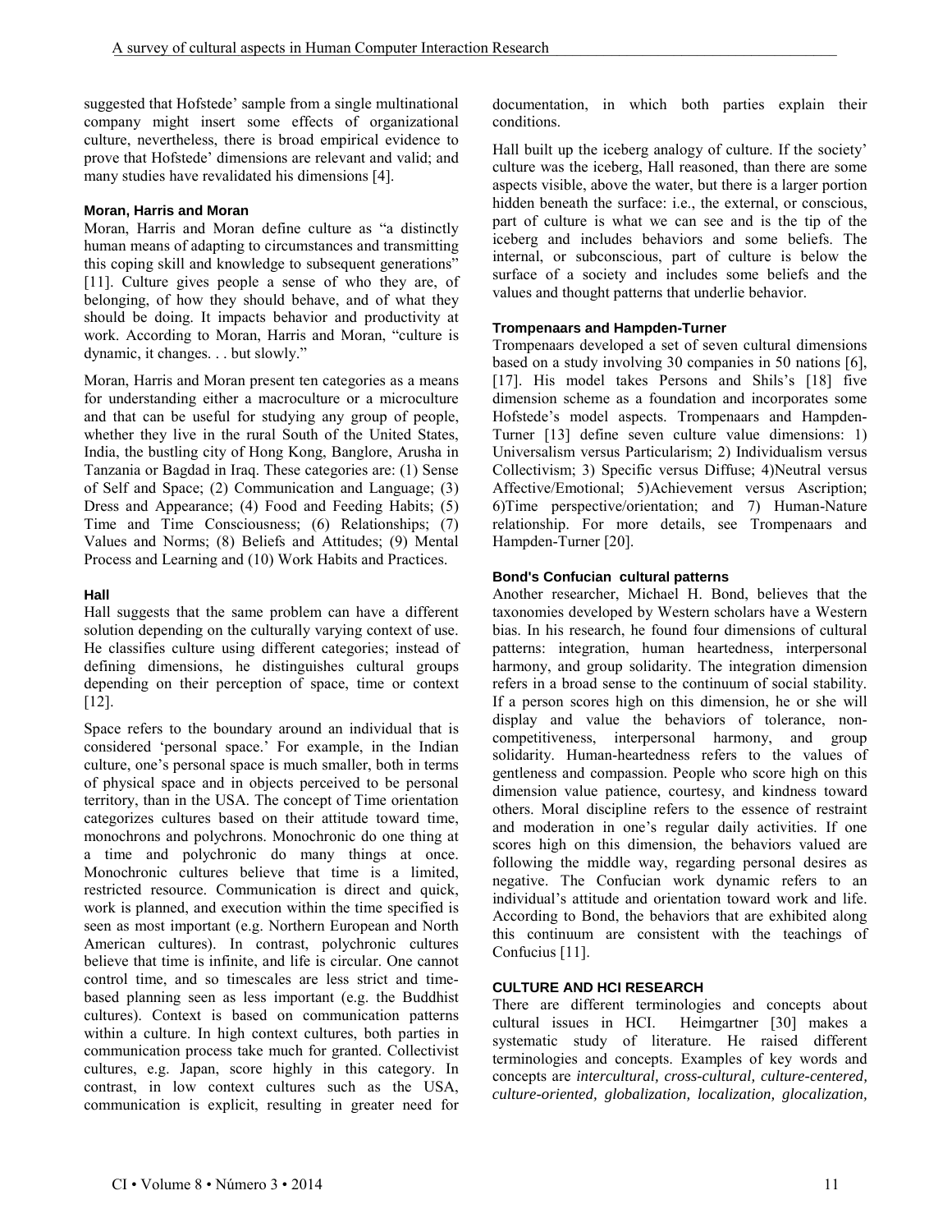suggested that Hofstede' sample from a single multinational company might insert some effects of organizational culture, nevertheless, there is broad empirical evidence to prove that Hofstede' dimensions are relevant and valid; and many studies have revalidated his dimensions [4].

### Moran, Harris and Moran

Moran, Harris and Moran define culture as "a distinctly human means of adapting to circumstances and transmitting this coping skill and knowledge to subsequent generations" [11]. Culture gives people a sense of who they are, of belonging, of how they should behave, and of what they should be doing. It impacts behavior and productivity at work. According to Moran, Harris and Moran, "culture is dynamic, it changes. . . but slowly."

Moran, Harris and Moran present ten categories as a means for understanding either a macroculture or a microculture and that can be useful for studying any group of people, whether they live in the rural South of the United States, India, the bustling city of Hong Kong, Banglore, Arusha in Tanzania or Bagdad in Iraq. These categories are: (1) Sense of Self and Space; (2) Communication and Language; (3) Dress and Appearance; (4) Food and Feeding Habits; (5) Time and Time Consciousness; (6) Relationships; (7) Values and Norms; (8) Beliefs and Attitudes; (9) Mental Process and Learning and (10) Work Habits and Practices.

### Hall

Hall suggests that the same problem can have a different solution depending on the culturally varying context of use. He classifies culture using different categories; instead of defining dimensions, he distinguishes cultural groups depending on their perception of space, time or context [12].

Space refers to the boundary around an individual that is considered 'personal space.' For example, in the Indian culture, one's personal space is much smaller, both in terms of physical space and in objects perceived to be personal territory, than in the USA. The concept of Time orientation categorizes cultures based on their attitude toward time, monochrons and polychrons. Monochronic do one thing at a time and polychronic do many things at once. Monochronic cultures believe that time is a limited, restricted resource. Communication is direct and quick, work is planned, and execution within the time specified is seen as most important (e.g. Northern European and North American cultures). In contrast, polychronic cultures believe that time is infinite, and life is circular. One cannot control time, and so timescales are less strict and time-based planning seen as less important (e.g. the Buddhist cultures). Context is based on communication patterns within a culture. In high context cultures, both parties in communication process take much for granted. Collectivist cultures, e.g. Japan, score highly in this category. In contrast, in low context cultures such as the USA, communication is explicit, resulting in greater need for documentation, in which both parties explain their conditions.

Hall built up the iceberg analogy of culture. If the society' culture was the iceberg, Hall reasoned, than there are some aspects visible, above the water, but there is a larger portion hidden beneath the surface: i.e., the external, or conscious, part of culture is what we can see and is the tip of the iceberg and includes behaviors and some beliefs. The internal, or subconscious, part of culture is below the surface of a society and includes some beliefs and the values and thought patterns that underlie behavior.

### Trompenaars and Hampden-Turner

Trompenaars developed a set of seven cultural dimensions based on a study involving 30 companies in 50 nations [6], [17]. His model takes Persons and Shils's [18] five dimension scheme as a foundation and incorporates some Hofstede's model aspects. Trompenaars and Hampden-Turner [13] define seven culture value dimensions: 1) Universalism versus Particularism; 2) Individualism versus Collectivism; 3) Specific versus Diffuse; 4)Neutral versus Affective/Emotional; 5)Achievement versus Ascription; 6)Time perspective/orientation; and 7) Human-Nature relationship. For more details, see Trompenaars and Hampden-Turner [20].

### Bond's Confucian cultural patterns

Another researcher, Michael H. Bond, believes that the taxonomies developed by Western scholars have a Western bias. In his research, he found four dimensions of cultural patterns: integration, human heartedness, interpersonal harmony, and group solidarity. The integration dimension refers in a broad sense to the continuum of social stability. If a person scores high on this dimension, he or she will display and value the behaviors of tolerance, non-competitiveness, interpersonal harmony, and group solidarity. Human-heartedness refers to the values of gentleness and compassion. People who score high on this dimension value patience, courtesy, and kindness toward others. Moral discipline refers to the essence of restraint and moderation in one's regular daily activities. If one scores high on this dimension, the behaviors valued are following the middle way, regarding personal desires as negative. The Confucian work dynamic refers to an individual's attitude and orientation toward work and life. According to Bond, the behaviors that are exhibited along this continuum are consistent with the teachings of Confucius [11].

## CULTURE AND HCI RESEARCH

There are different terminologies and concepts about cultural issues in HCI. Heimgartner [30] makes a systematic study of literature. He raised different terminologies and concepts. Examples of key words and concepts are *intercultural, cross-cultural, culture-centered, culture-oriented, globalization, localization, glocalization,*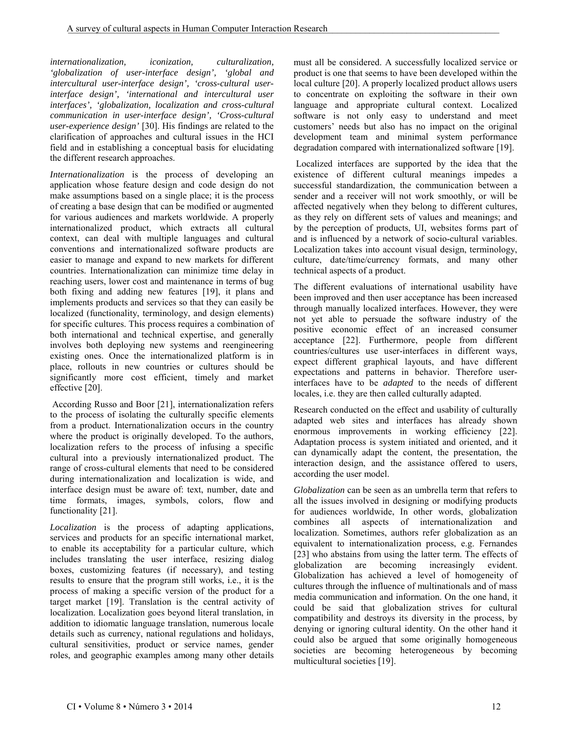*internationalization, iconization, culturalization, 'globalization of user-interface design', 'global and intercultural user-interface design', 'cross-cultural user-interface design', 'international and intercultural user interfaces', 'globalization, localization and cross-cultural communication in user-interface design', 'Cross-cultural user-experience design'* [30]. His findings are related to the clarification of approaches and cultural issues in the HCI field and in establishing a conceptual basis for elucidating the different research approaches.

*Internationalization* is the process of developing an application whose feature design and code design do not make assumptions based on a single place; it is the process of creating a base design that can be modified or augmented for various audiences and markets worldwide. A properly internationalized product, which extracts all cultural context, can deal with multiple languages and cultural conventions and internationalized software products are easier to manage and expand to new markets for different countries. Internationalization can minimize time delay in reaching users, lower cost and maintenance in terms of bug both fixing and adding new features [19], it plans and implements products and services so that they can easily be localized (functionality, terminology, and design elements) for specific cultures. This process requires a combination of both international and technical expertise, and generally involves both deploying new systems and reengineering existing ones. Once the internationalized platform is in place, rollouts in new countries or cultures should be significantly more cost efficient, timely and market effective [20].

According Russo and Boor [21], internationalization refers to the process of isolating the culturally specific elements from a product. Internationalization occurs in the country where the product is originally developed. To the authors, localization refers to the process of infusing a specific cultural into a previously internationalized product. The range of cross-cultural elements that need to be considered during internationalization and localization is wide, and interface design must be aware of: text, number, date and time formats, images, symbols, colors, flow and functionality [21].

*Localization* is the process of adapting applications, services and products for an specific international market, to enable its acceptability for a particular culture, which includes translating the user interface, resizing dialog boxes, customizing features (if necessary), and testing results to ensure that the program still works, i.e., it is the process of making a specific version of the product for a target market [19]. Translation is the central activity of localization. Localization goes beyond literal translation, in addition to idiomatic language translation, numerous locale details such as currency, national regulations and holidays, cultural sensitivities, product or service names, gender roles, and geographic examples among many other details must all be considered. A successfully localized service or product is one that seems to have been developed within the local culture [20]. A properly localized product allows users to concentrate on exploiting the software in their own language and appropriate cultural context. Localized software is not only easy to understand and meet customers' needs but also has no impact on the original development team and minimal system performance degradation compared with internationalized software [19].

Localized interfaces are supported by the idea that the existence of different cultural meanings impedes a successful standardization, the communication between a sender and a receiver will not work smoothly, or will be affected negatively when they belong to different cultures, as they rely on different sets of values and meanings; and by the perception of products, UI, websites forms part of and is influenced by a network of socio-cultural variables. Localization takes into account visual design, terminology, culture, date/time/currency formats, and many other technical aspects of a product.

The different evaluations of international usability have been improved and then user acceptance has been increased through manually localized interfaces. However, they were not yet able to persuade the software industry of the positive economic effect of an increased consumer acceptance [22]. Furthermore, people from different countries/cultures use user-interfaces in different ways, expect different graphical layouts, and have different expectations and patterns in behavior. Therefore user-interfaces have to be *adapted* to the needs of different locales, i.e. they are then called culturally adapted.

Research conducted on the effect and usability of culturally adapted web sites and interfaces has already shown enormous improvements in working efficiency [22]. Adaptation process is system initiated and oriented, and it can dynamically adapt the content, the presentation, the interaction design, and the assistance offered to users, according the user model.

*Globalization* can be seen as an umbrella term that refers to all the issues involved in designing or modifying products for audiences worldwide, In other words, globalization combines all aspects of internationalization and localization. Sometimes, authors refer globalization as an equivalent to internationalization process, e.g. Fernandes [23] who abstains from using the latter term. The effects of globalization are becoming increasingly evident. Globalization has achieved a level of homogeneity of cultures through the influence of multinationals and of mass media communication and information. On the one hand, it could be said that globalization strives for cultural compatibility and destroys its diversity in the process, by denying or ignoring cultural identity. On the other hand it could also be argued that some originally homogeneous societies are becoming heterogeneous by becoming multicultural societies [19].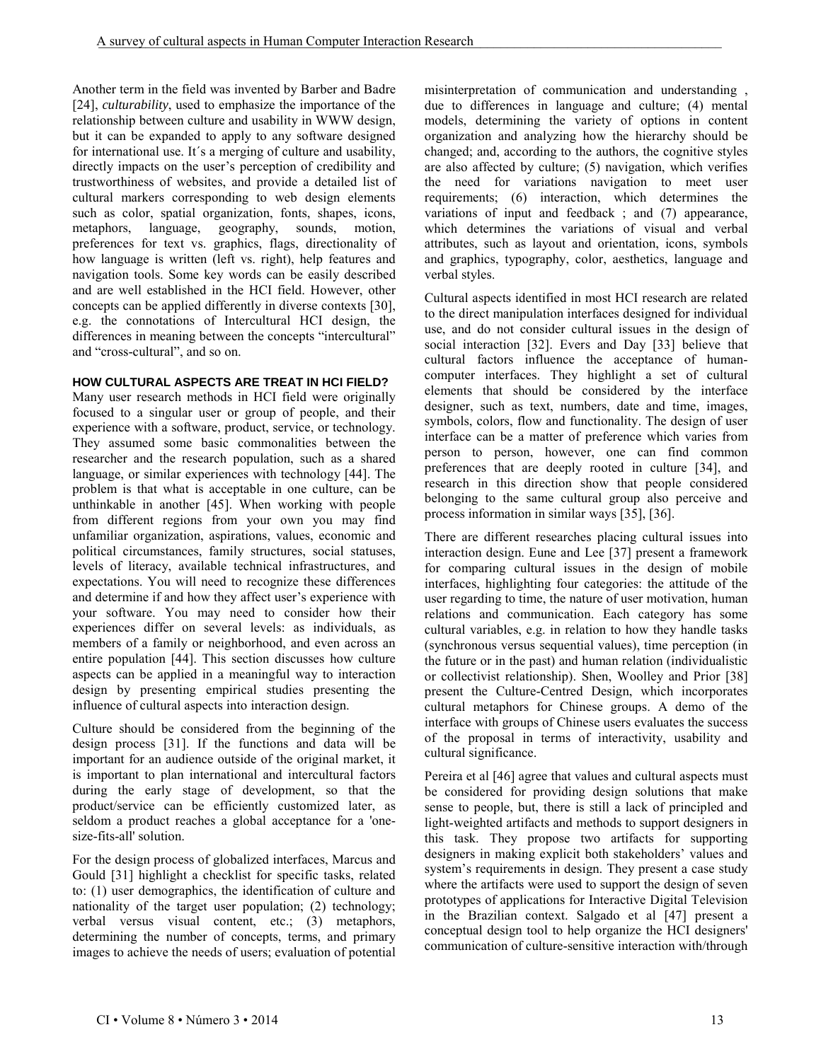Another term in the field was invented by Barber and Badre [24], *culturability*, used to emphasize the importance of the relationship between culture and usability in WWW design, but it can be expanded to apply to any software designed for international use. It´s a merging of culture and usability, directly impacts on the user's perception of credibility and trustworthiness of websites, and provide a detailed list of cultural markers corresponding to web design elements such as color, spatial organization, fonts, shapes, icons, metaphors, language, geography, sounds, motion, preferences for text vs. graphics, flags, directionality of how language is written (left vs. right), help features and navigation tools. Some key words can be easily described and are well established in the HCI field. However, other concepts can be applied differently in diverse contexts [30], e.g. the connotations of Intercultural HCI design, the differences in meaning between the concepts "intercultural" and "cross-cultural", and so on.

## HOW CULTURAL ASPECTS ARE TREAT IN HCI FIELD?

Many user research methods in HCI field were originally focused to a singular user or group of people, and their experience with a software, product, service, or technology. They assumed some basic commonalities between the researcher and the research population, such as a shared language, or similar experiences with technology [44]. The problem is that what is acceptable in one culture, can be unthinkable in another [45]. When working with people from different regions from your own you may find unfamiliar organization, aspirations, values, economic and political circumstances, family structures, social statuses, levels of literacy, available technical infrastructures, and expectations. You will need to recognize these differences and determine if and how they affect user's experience with your software. You may need to consider how their experiences differ on several levels: as individuals, as members of a family or neighborhood, and even across an entire population [44]. This section discusses how culture aspects can be applied in a meaningful way to interaction design by presenting empirical studies presenting the influence of cultural aspects into interaction design.

Culture should be considered from the beginning of the design process [31]. If the functions and data will be important for an audience outside of the original market, it is important to plan international and intercultural factors during the early stage of development, so that the product/service can be efficiently customized later, as seldom a product reaches a global acceptance for a 'one-size-fits-all' solution.

For the design process of globalized interfaces, Marcus and Gould [31] highlight a checklist for specific tasks, related to: (1) user demographics, the identification of culture and nationality of the target user population; (2) technology; verbal versus visual content, etc.; (3) metaphors, determining the number of concepts, terms, and primary images to achieve the needs of users; evaluation of potential misinterpretation of communication and understanding , due to differences in language and culture; (4) mental models, determining the variety of options in content organization and analyzing how the hierarchy should be changed; and, according to the authors, the cognitive styles are also affected by culture; (5) navigation, which verifies the need for variations navigation to meet user requirements; (6) interaction, which determines the variations of input and feedback ; and (7) appearance, which determines the variations of visual and verbal attributes, such as layout and orientation, icons, symbols and graphics, typography, color, aesthetics, language and verbal styles.

Cultural aspects identified in most HCI research are related to the direct manipulation interfaces designed for individual use, and do not consider cultural issues in the design of social interaction [32]. Evers and Day [33] believe that cultural factors influence the acceptance of human-computer interfaces. They highlight a set of cultural elements that should be considered by the interface designer, such as text, numbers, date and time, images, symbols, colors, flow and functionality. The design of user interface can be a matter of preference which varies from person to person, however, one can find common preferences that are deeply rooted in culture [34], and research in this direction show that people considered belonging to the same cultural group also perceive and process information in similar ways [35], [36].

There are different researches placing cultural issues into interaction design. Eune and Lee [37] present a framework for comparing cultural issues in the design of mobile interfaces, highlighting four categories: the attitude of the user regarding to time, the nature of user motivation, human relations and communication. Each category has some cultural variables, e.g. in relation to how they handle tasks (synchronous versus sequential values), time perception (in the future or in the past) and human relation (individualistic or collectivist relationship). Shen, Woolley and Prior [38] present the Culture-Centred Design, which incorporates cultural metaphors for Chinese groups. A demo of the interface with groups of Chinese users evaluates the success of the proposal in terms of interactivity, usability and cultural significance.

Pereira et al [46] agree that values and cultural aspects must be considered for providing design solutions that make sense to people, but, there is still a lack of principled and light-weighted artifacts and methods to support designers in this task. They propose two artifacts for supporting designers in making explicit both stakeholders' values and system's requirements in design. They present a case study where the artifacts were used to support the design of seven prototypes of applications for Interactive Digital Television in the Brazilian context. Salgado et al [47] present a conceptual design tool to help organize the HCI designers' communication of culture-sensitive interaction with/through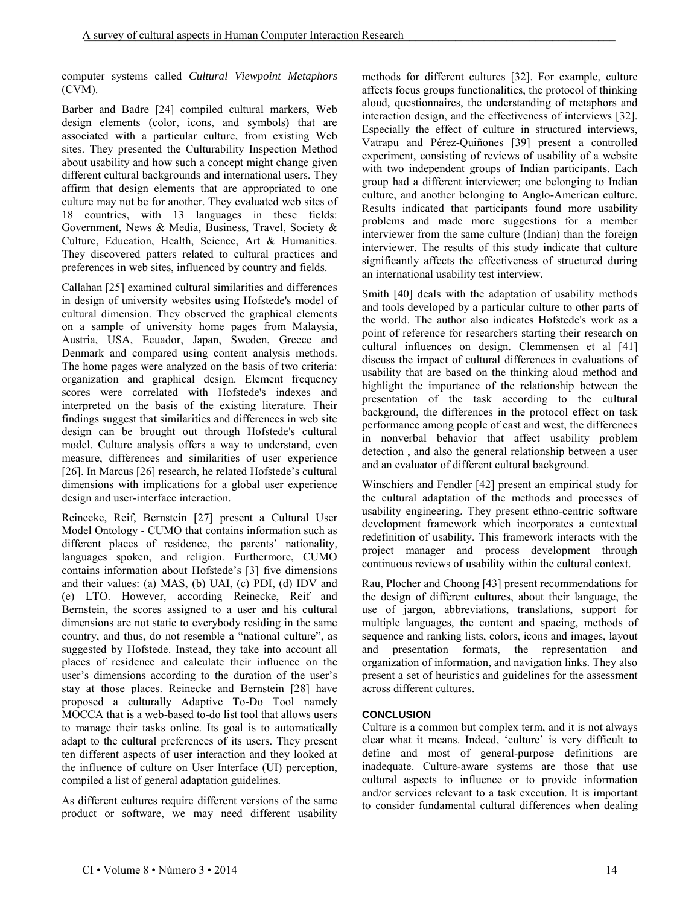computer systems called *Cultural Viewpoint Metaphors* (CVM).

Barber and Badre [24] compiled cultural markers, Web design elements (color, icons, and symbols) that are associated with a particular culture, from existing Web sites. They presented the Culturability Inspection Method about usability and how such a concept might change given different cultural backgrounds and international users. They affirm that design elements that are appropriated to one culture may not be for another. They evaluated web sites of 18 countries, with 13 languages in these fields: Government, News & Media, Business, Travel, Society & Culture, Education, Health, Science, Art & Humanities. They discovered patters related to cultural practices and preferences in web sites, influenced by country and fields.

Callahan [25] examined cultural similarities and differences in design of university websites using Hofstede's model of cultural dimension. They observed the graphical elements on a sample of university home pages from Malaysia, Austria, USA, Ecuador, Japan, Sweden, Greece and Denmark and compared using content analysis methods. The home pages were analyzed on the basis of two criteria: organization and graphical design. Element frequency scores were correlated with Hofstede's indexes and interpreted on the basis of the existing literature. Their findings suggest that similarities and differences in web site design can be brought out through Hofstede's cultural model. Culture analysis offers a way to understand, even measure, differences and similarities of user experience [26]. In Marcus [26] research, he related Hofstede's cultural dimensions with implications for a global user experience design and user-interface interaction.

Reinecke, Reif, Bernstein [27] present a Cultural User Model Ontology - CUMO that contains information such as different places of residence, the parents' nationality, languages spoken, and religion. Furthermore, CUMO contains information about Hofstede's [3] five dimensions and their values: (a) MAS, (b) UAI, (c) PDI, (d) IDV and (e) LTO. However, according Reinecke, Reif and Bernstein, the scores assigned to a user and his cultural dimensions are not static to everybody residing in the same country, and thus, do not resemble a "national culture", as suggested by Hofstede. Instead, they take into account all places of residence and calculate their influence on the user's dimensions according to the duration of the user's stay at those places. Reinecke and Bernstein [28] have proposed a culturally Adaptive To-Do Tool namely MOCCA that is a web-based to-do list tool that allows users to manage their tasks online. Its goal is to automatically adapt to the cultural preferences of its users. They present ten different aspects of user interaction and they looked at the influence of culture on User Interface (UI) perception, compiled a list of general adaptation guidelines.

As different cultures require different versions of the same product or software, we may need different usability methods for different cultures [32]. For example, culture affects focus groups functionalities, the protocol of thinking aloud, questionnaires, the understanding of metaphors and interaction design, and the effectiveness of interviews [32]. Especially the effect of culture in structured interviews, Vatrapu and Pérez-Quiñones [39] present a controlled experiment, consisting of reviews of usability of a website with two independent groups of Indian participants. Each group had a different interviewer; one belonging to Indian culture, and another belonging to Anglo-American culture. Results indicated that participants found more usability problems and made more suggestions for a member interviewer from the same culture (Indian) than the foreign interviewer. The results of this study indicate that culture significantly affects the effectiveness of structured during an international usability test interview.

Smith [40] deals with the adaptation of usability methods and tools developed by a particular culture to other parts of the world. The author also indicates Hofstede's work as a point of reference for researchers starting their research on cultural influences on design. Clemmensen et al [41] discuss the impact of cultural differences in evaluations of usability that are based on the thinking aloud method and highlight the importance of the relationship between the presentation of the task according to the cultural background, the differences in the protocol effect on task performance among people of east and west, the differences in nonverbal behavior that affect usability problem detection , and also the general relationship between a user and an evaluator of different cultural background.

Winschiers and Fendler [42] present an empirical study for the cultural adaptation of the methods and processes of usability engineering. They present ethno-centric software development framework which incorporates a contextual redefinition of usability. This framework interacts with the project manager and process development through continuous reviews of usability within the cultural context.

Rau, Plocher and Choong [43] present recommendations for the design of different cultures, about their language, the use of jargon, abbreviations, translations, support for multiple languages, the content and spacing, methods of sequence and ranking lists, colors, icons and images, layout and presentation formats, the representation and organization of information, and navigation links. They also present a set of heuristics and guidelines for the assessment across different cultures.

## CONCLUSION

Culture is a common but complex term, and it is not always clear what it means. Indeed, 'culture' is very difficult to define and most of general-purpose definitions are inadequate. Culture-aware systems are those that use cultural aspects to influence or to provide information and/or services relevant to a task execution. It is important to consider fundamental cultural differences when dealing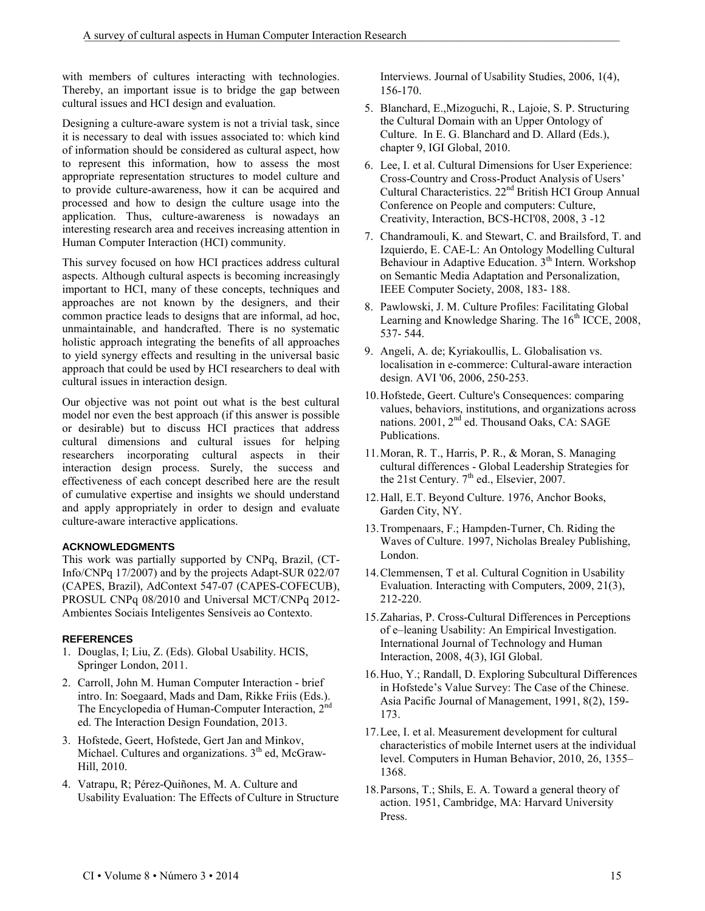with members of cultures interacting with technologies. Thereby, an important issue is to bridge the gap between cultural issues and HCI design and evaluation.

Designing a culture-aware system is not a trivial task, since it is necessary to deal with issues associated to: which kind of information should be considered as cultural aspect, how to represent this information, how to assess the most appropriate representation structures to model culture and to provide culture-awareness, how it can be acquired and processed and how to design the culture usage into the application. Thus, culture-awareness is nowadays an interesting research area and receives increasing attention in Human Computer Interaction (HCI) community.

This survey focused on how HCI practices address cultural aspects. Although cultural aspects is becoming increasingly important to HCI, many of these concepts, techniques and approaches are not known by the designers, and their common practice leads to designs that are informal, ad hoc, unmaintainable, and handcrafted. There is no systematic holistic approach integrating the benefits of all approaches to yield synergy effects and resulting in the universal basic approach that could be used by HCI researchers to deal with cultural issues in interaction design.

Our objective was not point out what is the best cultural model nor even the best approach (if this answer is possible or desirable) but to discuss HCI practices that address cultural dimensions and cultural issues for helping researchers incorporating cultural aspects in their interaction design process. Surely, the success and effectiveness of each concept described here are the result of cumulative expertise and insights we should understand and apply appropriately in order to design and evaluate culture-aware interactive applications.

### ACKNOWLEDGMENTS

This work was partially supported by CNPq, Brazil, (CT-Info/CNPq 17/2007) and by the projects Adapt-SUR 022/07 (CAPES, Brazil), AdContext 547-07 (CAPES-COFECUB), PROSUL CNPq 08/2010 and Universal MCT/CNPq 2012-Ambientes Sociais Inteligentes Sensíveis ao Contexto.

### REFERENCES

1. Douglas, I; Liu, Z. (Eds). Global Usability. HCIS, Springer London, 2011.
2. Carroll, John M. Human Computer Interaction - brief intro. In: Soegaard, Mads and Dam, Rikke Friis (Eds.). The Encyclopedia of Human-Computer Interaction, 2nd ed. The Interaction Design Foundation, 2013.
3. Hofstede, Geert, Hofstede, Gert Jan and Minkov, Michael. Cultures and organizations. 3th ed, McGraw-Hill, 2010.
4. Vatrapu, R; Pérez-Quiñones, M. A. Culture and Usability Evaluation: The Effects of Culture in Structure Interviews. Journal of Usability Studies, 2006, 1(4), 156-170.
5. Blanchard, E.,Mizoguchi, R., Lajoie, S. P. Structuring the Cultural Domain with an Upper Ontology of Culture. In E. G. Blanchard and D. Allard (Eds.), chapter 9, IGI Global, 2010.
6. Lee, I. et al. Cultural Dimensions for User Experience: Cross-Country and Cross-Product Analysis of Users' Cultural Characteristics. 22nd British HCI Group Annual Conference on People and computers: Culture, Creativity, Interaction, BCS-HCI'08, 2008, 3 -12
7. Chandramouli, K. and Stewart, C. and Brailsford, T. and Izquierdo, E. CAE-L: An Ontology Modelling Cultural Behaviour in Adaptive Education. 3th Intern. Workshop on Semantic Media Adaptation and Personalization, IEEE Computer Society, 2008, 183- 188.
8. Pawlowski, J. M. Culture Profiles: Facilitating Global Learning and Knowledge Sharing. The 16th ICCE, 2008, 537- 544.
9. Angeli, A. de; Kyriakoullis, L. Globalisation vs. localisation in e-commerce: Cultural-aware interaction design. AVI '06, 2006, 250-253.
10. Hofstede, Geert. Culture's Consequences: comparing values, behaviors, institutions, and organizations across nations. 2001, 2nd ed. Thousand Oaks, CA: SAGE Publications.
11. Moran, R. T., Harris, P. R., & Moran, S. Managing cultural differences - Global Leadership Strategies for the 21st Century. 7th ed., Elsevier, 2007.
12. Hall, E.T. Beyond Culture. 1976, Anchor Books, Garden City, NY.
13. Trompenaars, F.; Hampden-Turner, Ch. Riding the Waves of Culture. 1997, Nicholas Brealey Publishing, London.
14. Clemmensen, T et al. Cultural Cognition in Usability Evaluation. Interacting with Computers, 2009, 21(3), 212-220.
15. Zaharias, P. Cross-Cultural Differences in Perceptions of e–leaning Usability: An Empirical Investigation. International Journal of Technology and Human Interaction, 2008, 4(3), IGI Global.
16. Huo, Y.; Randall, D. Exploring Subcultural Differences in Hofstede's Value Survey: The Case of the Chinese. Asia Pacific Journal of Management, 1991, 8(2), 159-173.
17. Lee, I. et al. Measurement development for cultural characteristics of mobile Internet users at the individual level. Computers in Human Behavior, 2010, 26, 1355–1368.
18. Parsons, T.; Shils, E. A. Toward a general theory of action. 1951, Cambridge, MA: Harvard University Press.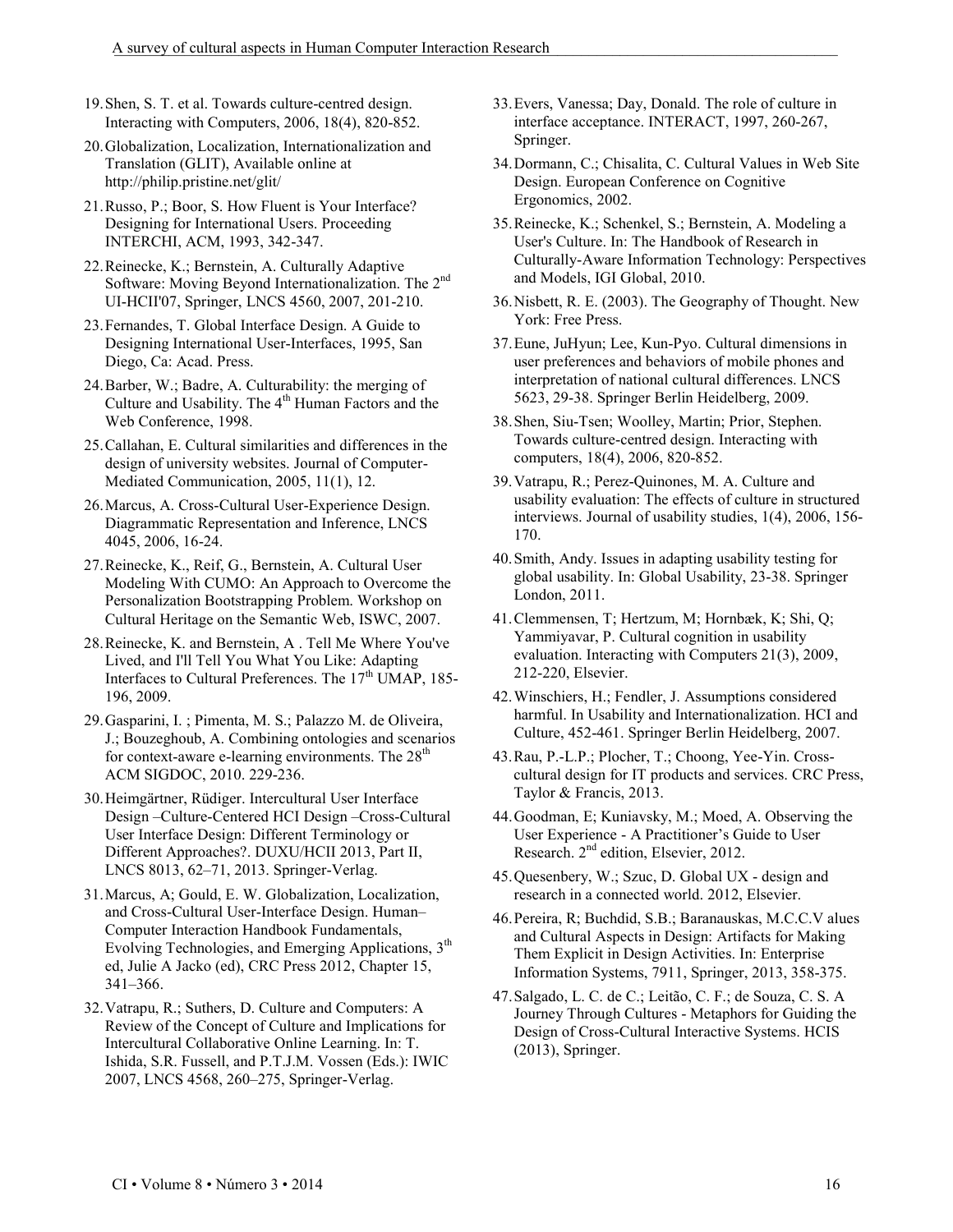19. Shen, S. T. et al. Towards culture-centred design. Interacting with Computers, 2006, 18(4), 820-852.
20. Globalization, Localization, Internationalization and Translation (GLIT), Available online at http://philip.pristine.net/glit/
21. Russo, P.; Boor, S. How Fluent is Your Interface? Designing for International Users. Proceeding INTERCHI, ACM, 1993, 342-347.
22. Reinecke, K.; Bernstein, A. Culturally Adaptive Software: Moving Beyond Internationalization. The 2nd UI-HCII'07, Springer, LNCS 4560, 2007, 201-210.
23. Fernandes, T. Global Interface Design. A Guide to Designing International User-Interfaces, 1995, San Diego, Ca: Acad. Press.
24. Barber, W.; Badre, A. Culturability: the merging of Culture and Usability. The 4th Human Factors and the Web Conference, 1998.
25. Callahan, E. Cultural similarities and differences in the design of university websites. Journal of Computer-Mediated Communication, 2005, 11(1), 12.
26. Marcus, A. Cross-Cultural User-Experience Design. Diagrammatic Representation and Inference, LNCS 4045, 2006, 16-24.
27. Reinecke, K., Reif, G., Bernstein, A. Cultural User Modeling With CUMO: An Approach to Overcome the Personalization Bootstrapping Problem. Workshop on Cultural Heritage on the Semantic Web, ISWC, 2007.
28. Reinecke, K. and Bernstein, A . Tell Me Where You've Lived, and I'll Tell You What You Like: Adapting Interfaces to Cultural Preferences. The 17th UMAP, 185-196, 2009.
29. Gasparini, I. ; Pimenta, M. S.; Palazzo M. de Oliveira, J.; Bouzeghoub, A. Combining ontologies and scenarios for context-aware e-learning environments. The 28th ACM SIGDOC, 2010. 229-236.
30. Heimgärtner, Rüdiger. Intercultural User Interface Design –Culture-Centered HCI Design –Cross-Cultural User Interface Design: Different Terminology or Different Approaches?. DUXU/HCII 2013, Part II, LNCS 8013, 62–71, 2013. Springer-Verlag.
31. Marcus, A; Gould, E. W. Globalization, Localization, and Cross-Cultural User-Interface Design. Human–Computer Interaction Handbook Fundamentals, Evolving Technologies, and Emerging Applications, 3th ed, Julie A Jacko (ed), CRC Press 2012, Chapter 15, 341–366.
32. Vatrapu, R.; Suthers, D. Culture and Computers: A Review of the Concept of Culture and Implications for Intercultural Collaborative Online Learning. In: T. Ishida, S.R. Fussell, and P.T.J.M. Vossen (Eds.): IWIC 2007, LNCS 4568, 260–275, Springer-Verlag.
33. Evers, Vanessa; Day, Donald. The role of culture in interface acceptance. INTERACT, 1997, 260-267, Springer.
34. Dormann, C.; Chisalita, C. Cultural Values in Web Site Design. European Conference on Cognitive Ergonomics, 2002.
35. Reinecke, K.; Schenkel, S.; Bernstein, A. Modeling a User's Culture. In: The Handbook of Research in Culturally-Aware Information Technology: Perspectives and Models, IGI Global, 2010.
36. Nisbett, R. E. (2003). The Geography of Thought. New York: Free Press.
37. Eune, JuHyun; Lee, Kun-Pyo. Cultural dimensions in user preferences and behaviors of mobile phones and interpretation of national cultural differences. LNCS 5623, 29-38. Springer Berlin Heidelberg, 2009.
38. Shen, Siu-Tsen; Woolley, Martin; Prior, Stephen. Towards culture-centred design. Interacting with computers, 18(4), 2006, 820-852.
39. Vatrapu, R.; Perez-Quinones, M. A. Culture and usability evaluation: The effects of culture in structured interviews. Journal of usability studies, 1(4), 2006, 156-170.
40. Smith, Andy. Issues in adapting usability testing for global usability. In: Global Usability, 23-38. Springer London, 2011.
41. Clemmensen, T; Hertzum, M; Hornbæk, K; Shi, Q; Yammiyavar, P. Cultural cognition in usability evaluation. Interacting with Computers 21(3), 2009, 212-220, Elsevier.
42. Winschiers, H.; Fendler, J. Assumptions considered harmful. In Usability and Internationalization. HCI and Culture, 452-461. Springer Berlin Heidelberg, 2007.
43. Rau, P.-L.P.; Plocher, T.; Choong, Yee-Yin. Cross-cultural design for IT products and services. CRC Press, Taylor & Francis, 2013.
44. Goodman, E; Kuniavsky, M.; Moed, A. Observing the User Experience - A Practitioner's Guide to User Research. 2nd edition, Elsevier, 2012.
45. Quesenbery, W.; Szuc, D. Global UX - design and research in a connected world. 2012, Elsevier.
46. Pereira, R; Buchdid, S.B.; Baranauskas, M.C.C.V alues and Cultural Aspects in Design: Artifacts for Making Them Explicit in Design Activities. In: Enterprise Information Systems, 7911, Springer, 2013, 358-375.
47. Salgado, L. C. de C.; Leitão, C. F.; de Souza, C. S. A Journey Through Cultures - Metaphors for Guiding the Design of Cross-Cultural Interactive Systems. HCIS (2013), Springer.